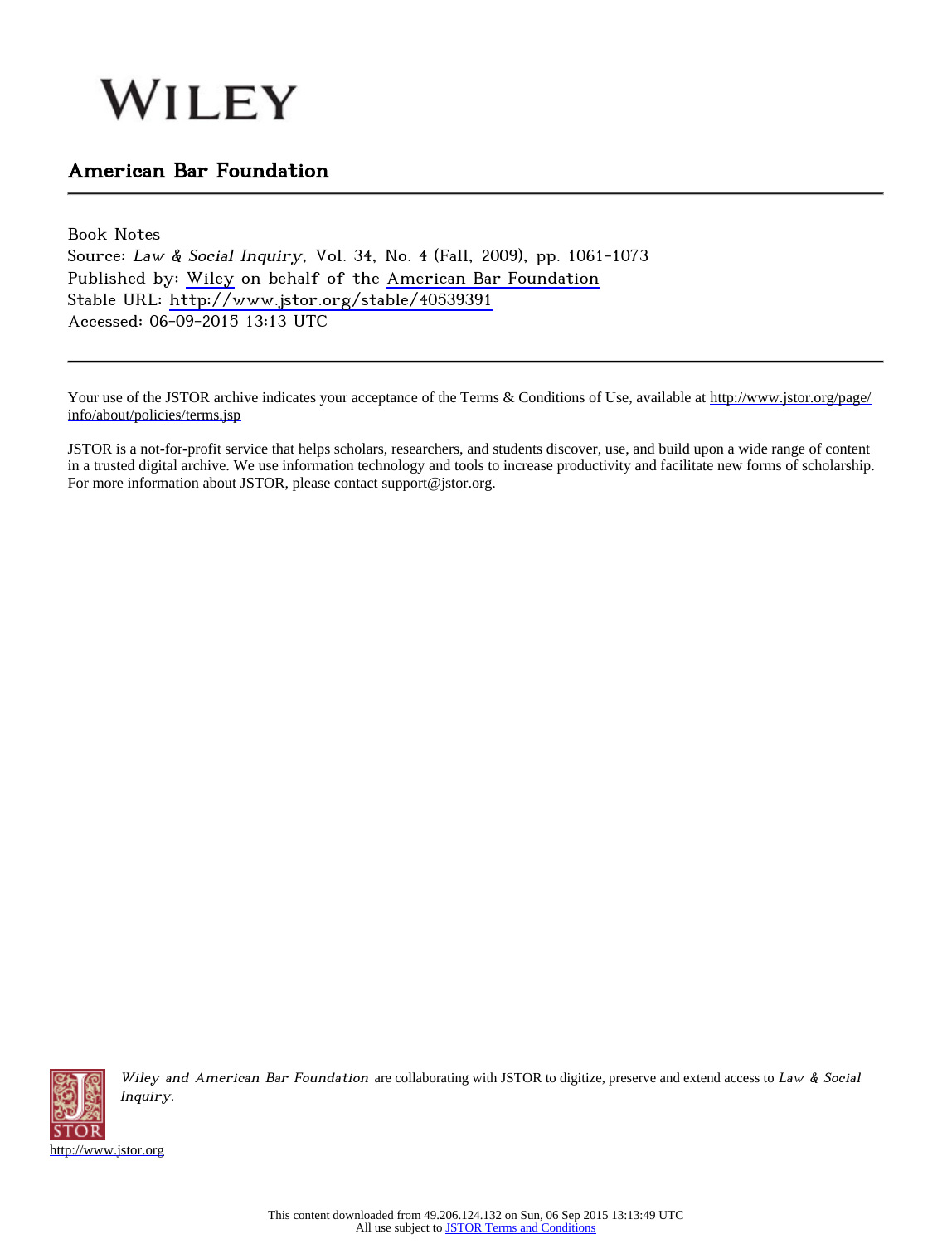WILEY

## American Bar Foundation

Book Notes
Source: *Law & Social Inquiry*, Vol. 34, No. 4 (Fall, 2009), pp. 1061-1073
Published by: Wiley on behalf of the American Bar Foundation
Stable URL: http://www.jstor.org/stable/40539391
Accessed: 06-09-2015 13:13 UTC

Your use of the JSTOR archive indicates your acceptance of the Terms & Conditions of Use, available at http://www.jstor.org/page/info/about/policies/terms.jsp

JSTOR is a not-for-profit service that helps scholars, researchers, and students discover, use, and build upon a wide range of content in a trusted digital archive. We use information technology and tools to increase productivity and facilitate new forms of scholarship. For more information about JSTOR, please contact support@jstor.org.

*Wiley and American Bar Foundation* are collaborating with JSTOR to digitize, preserve and extend access to *Law & Social Inquiry*.

http://www.jstor.org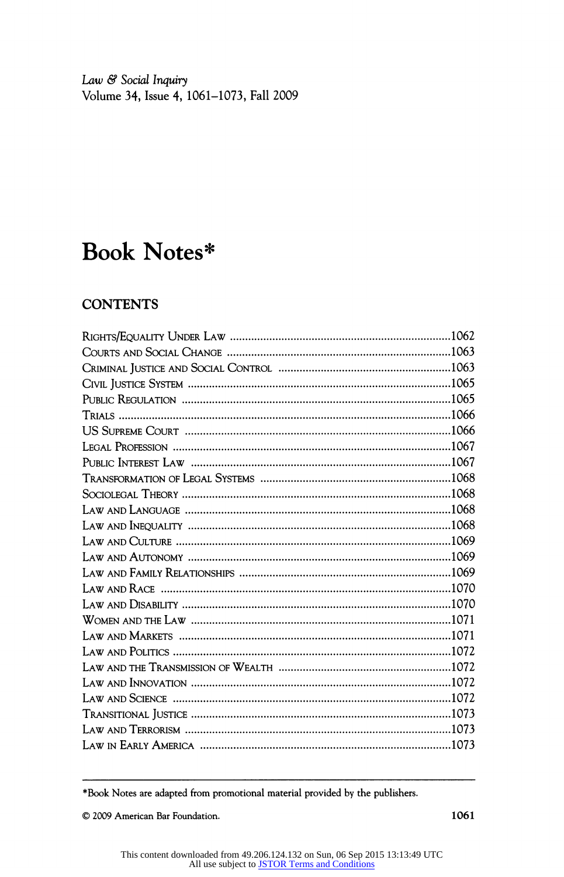# Book Notes*

## CONTENTS

| | |
|---|---|
| Rights/Equality Under Law | 1062 |
| Courts and Social Change | 1063 |
| Criminal Justice and Social Control | 1063 |
| Civil Justice System | 1065 |
| Public Regulation | 1065 |
| Trials | 1066 |
| US Supreme Court | 1066 |
| Legal Profession | 1067 |
| Public Interest Law | 1067 |
| Transformation of Legal Systems | 1068 |
| Sociolegal Theory | 1068 |
| Law and Language | 1068 |
| Law and Inequality | 1068 |
| Law and Culture | 1069 |
| Law and Autonomy | 1069 |
| Law and Family Relationships | 1069 |
| Law and Race | 1070 |
| Law and Disability | 1070 |
| Women and the Law | 1071 |
| Law and Markets | 1071 |
| Law and Politics | 1072 |
| Law and the Transmission of Wealth | 1072 |
| Law and Innovation | 1072 |
| Law and Science | 1072 |
| Transitional Justice | 1073 |
| Law and Terrorism | 1073 |
| Law in Early America | 1073 |

---

*Book Notes are adapted from promotional material provided by the publishers.

© 2009 American Bar Foundation.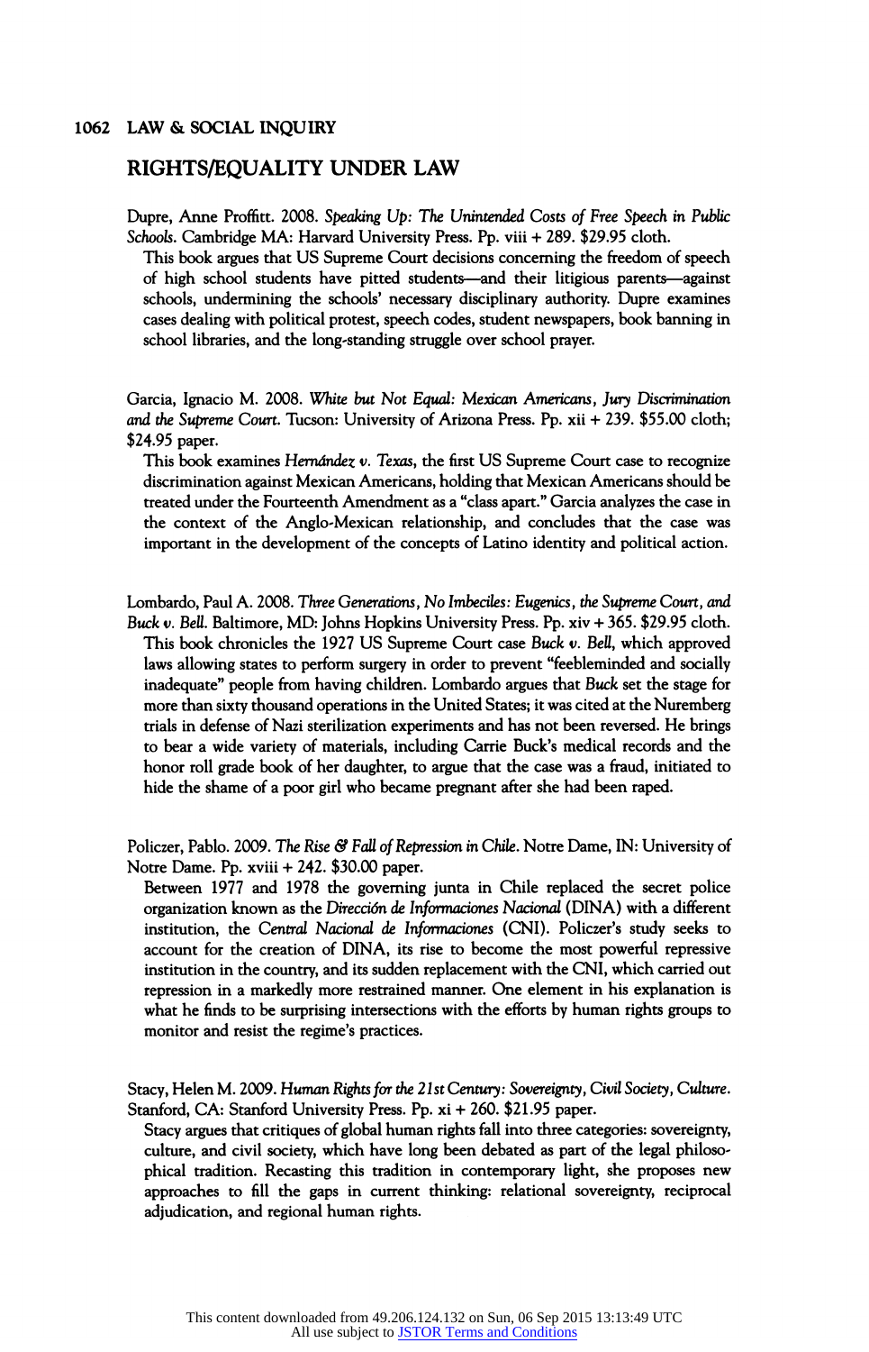## RIGHTS/EQUALITY UNDER LAW

Dupre, Anne Proffitt. 2008. *Speaking Up: The Unintended Costs of Free Speech in Public Schools*. Cambridge MA: Harvard University Press. Pp. viii + 289. $29.95 cloth.

This book argues that US Supreme Court decisions concerning the freedom of speech of high school students have pitted students—and their litigious parents—against schools, undermining the schools' necessary disciplinary authority. Dupre examines cases dealing with political protest, speech codes, student newspapers, book banning in school libraries, and the long-standing struggle over school prayer.

Garcia, Ignacio M. 2008. *White but Not Equal: Mexican Americans, Jury Discrimination and the Supreme Court*. Tucson: University of Arizona Press. Pp. xii + 239. $55.00 cloth; $24.95 paper.

This book examines *Hernández v. Texas*, the first US Supreme Court case to recognize discrimination against Mexican Americans, holding that Mexican Americans should be treated under the Fourteenth Amendment as a "class apart." Garcia analyzes the case in the context of the Anglo-Mexican relationship, and concludes that the case was important in the development of the concepts of Latino identity and political action.

Lombardo, Paul A. 2008. *Three Generations, No Imbeciles: Eugenics, the Supreme Court, and Buck v. Bell*. Baltimore, MD: Johns Hopkins University Press. Pp. xiv + 365. $29.95 cloth.

This book chronicles the 1927 US Supreme Court case *Buck v. Bell*, which approved laws allowing states to perform surgery in order to prevent "feebleminded and socially inadequate" people from having children. Lombardo argues that *Buck* set the stage for more than sixty thousand operations in the United States; it was cited at the Nuremberg trials in defense of Nazi sterilization experiments and has not been reversed. He brings to bear a wide variety of materials, including Carrie Buck's medical records and the honor roll grade book of her daughter, to argue that the case was a fraud, initiated to hide the shame of a poor girl who became pregnant after she had been raped.

Policzer, Pablo. 2009. *The Rise & Fall of Repression in Chile*. Notre Dame, IN: University of Notre Dame. Pp. xviii + 242. $30.00 paper.

Between 1977 and 1978 the governing junta in Chile replaced the secret police organization known as the *Dirección de Informaciones Nacional* (DINA) with a different institution, the *Central Nacional de Informaciones* (CNI). Policzer's study seeks to account for the creation of DINA, its rise to become the most powerful repressive institution in the country, and its sudden replacement with the CNI, which carried out repression in a markedly more restrained manner. One element in his explanation is what he finds to be surprising intersections with the efforts by human rights groups to monitor and resist the regime's practices.

Stacy, Helen M. 2009. *Human Rights for the 21st Century: Sovereignty, Civil Society, Culture*. Stanford, CA: Stanford University Press. Pp. xi + 260. $21.95 paper.

Stacy argues that critiques of global human rights fall into three categories: sovereignty, culture, and civil society, which have long been debated as part of the legal philosophical tradition. Recasting this tradition in contemporary light, she proposes new approaches to fill the gaps in current thinking: relational sovereignty, reciprocal adjudication, and regional human rights.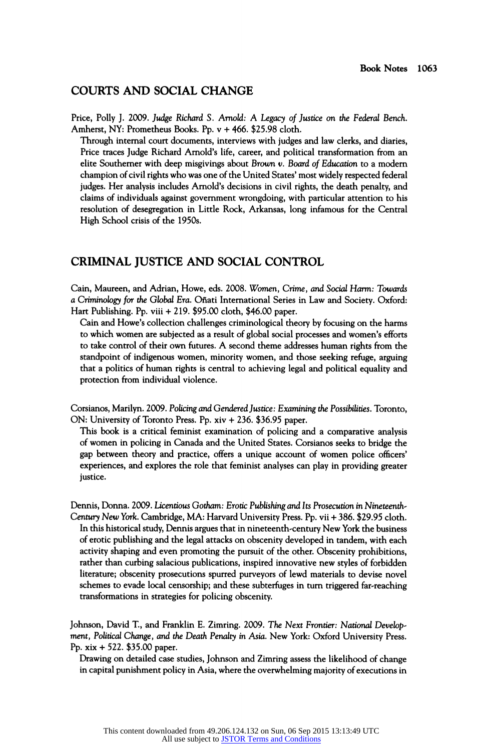## COURTS AND SOCIAL CHANGE

Price, Polly J. 2009. *Judge Richard S. Arnold: A Legacy of Justice on the Federal Bench*. Amherst, NY: Prometheus Books. Pp. v + 466. $25.98 cloth.

Through internal court documents, interviews with judges and law clerks, and diaries, Price traces Judge Richard Arnold's life, career, and political transformation from an elite Southerner with deep misgivings about *Brown v. Board of Education* to a modern champion of civil rights who was one of the United States' most widely respected federal judges. Her analysis includes Arnold's decisions in civil rights, the death penalty, and claims of individuals against government wrongdoing, with particular attention to his resolution of desegregation in Little Rock, Arkansas, long infamous for the Central High School crisis of the 1950s.

## CRIMINAL JUSTICE AND SOCIAL CONTROL

Cain, Maureen, and Adrian, Howe, eds. 2008. *Women, Crime, and Social Harm: Towards a Criminology for the Global Era*. Oñati International Series in Law and Society. Oxford: Hart Publishing. Pp. viii + 219. $95.00 cloth, $46.00 paper.

Cain and Howe's collection challenges criminological theory by focusing on the harms to which women are subjected as a result of global social processes and women's efforts to take control of their own futures. A second theme addresses human rights from the standpoint of indigenous women, minority women, and those seeking refuge, arguing that a politics of human rights is central to achieving legal and political equality and protection from individual violence.

Corsianos, Marilyn. 2009. *Policing and Gendered Justice: Examining the Possibilities*. Toronto, ON: University of Toronto Press. Pp. xiv + 236. $36.95 paper.

This book is a critical feminist examination of policing and a comparative analysis of women in policing in Canada and the United States. Corsianos seeks to bridge the gap between theory and practice, offers a unique account of women police officers' experiences, and explores the role that feminist analyses can play in providing greater justice.

Dennis, Donna. 2009. *Licentious Gotham: Erotic Publishing and Its Prosecution in Nineteenth-Century New York*. Cambridge, MA: Harvard University Press. Pp. vii + 386. $29.95 cloth.

In this historical study, Dennis argues that in nineteenth-century New York the business of erotic publishing and the legal attacks on obscenity developed in tandem, with each activity shaping and even promoting the pursuit of the other. Obscenity prohibitions, rather than curbing salacious publications, inspired innovative new styles of forbidden literature; obscenity prosecutions spurred purveyors of lewd materials to devise novel schemes to evade local censorship; and these subterfuges in turn triggered far-reaching transformations in strategies for policing obscenity.

Johnson, David T., and Franklin E. Zimring. 2009. *The Next Frontier: National Development, Political Change, and the Death Penalty in Asia*. New York: Oxford University Press. Pp. xix + 522. $35.00 paper.

Drawing on detailed case studies, Johnson and Zimring assess the likelihood of change in capital punishment policy in Asia, where the overwhelming majority of executions in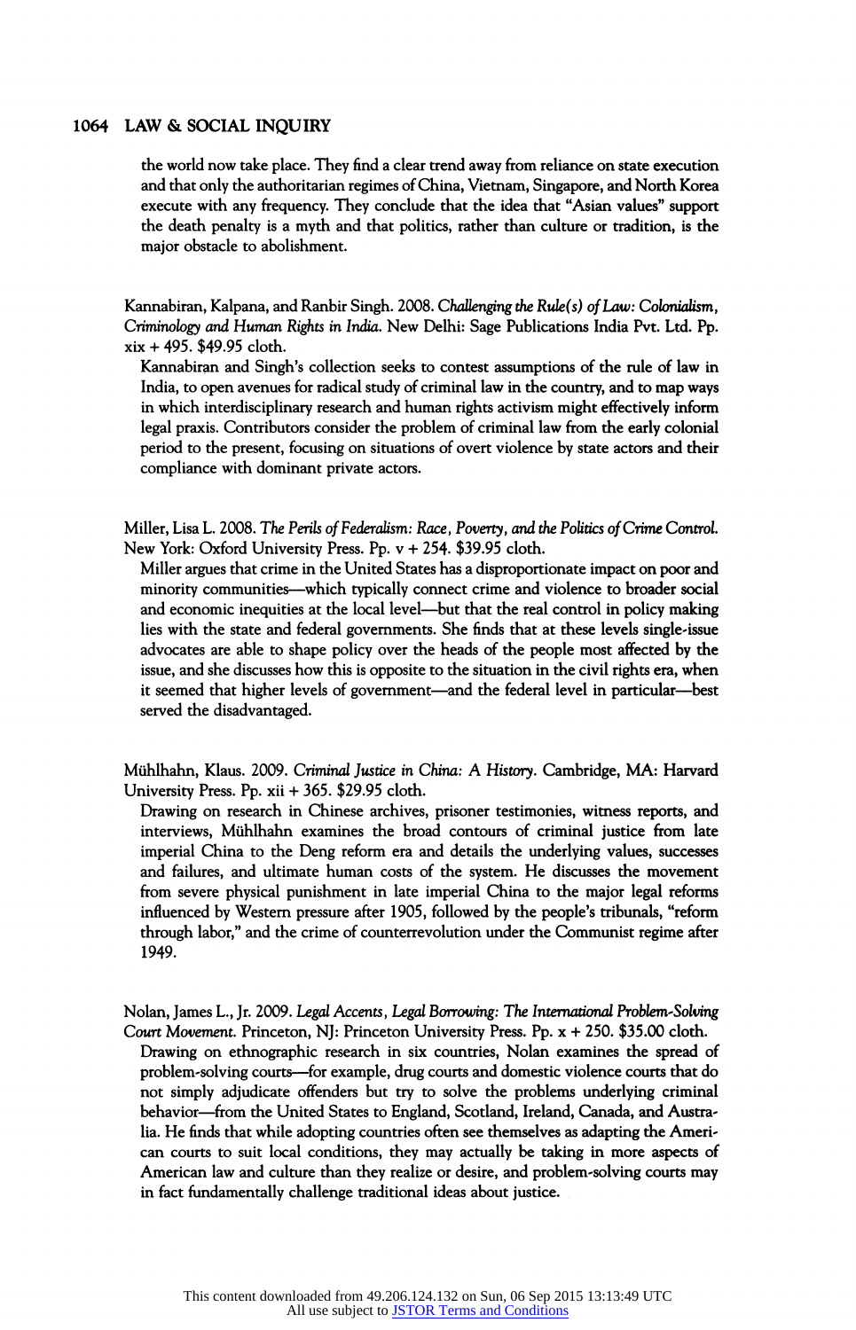the world now take place. They find a clear trend away from reliance on state execution and that only the authoritarian regimes of China, Vietnam, Singapore, and North Korea execute with any frequency. They conclude that the idea that "Asian values" support the death penalty is a myth and that politics, rather than culture or tradition, is the major obstacle to abolishment.

Kannabiran, Kalpana, and Ranbir Singh. 2008. *Challenging the Rule(s) of Law: Colonialism, Criminology and Human Rights in India*. New Delhi: Sage Publications India Pvt. Ltd. Pp. xix + 495. $49.95 cloth.

Kannabiran and Singh's collection seeks to contest assumptions of the rule of law in India, to open avenues for radical study of criminal law in the country, and to map ways in which interdisciplinary research and human rights activism might effectively inform legal praxis. Contributors consider the problem of criminal law from the early colonial period to the present, focusing on situations of overt violence by state actors and their compliance with dominant private actors.

Miller, Lisa L. 2008. *The Perils of Federalism: Race, Poverty, and the Politics of Crime Control*. New York: Oxford University Press. Pp. v + 254. $39.95 cloth.

Miller argues that crime in the United States has a disproportionate impact on poor and minority communities—which typically connect crime and violence to broader social and economic inequities at the local level—but that the real control in policy making lies with the state and federal governments. She finds that at these levels single-issue advocates are able to shape policy over the heads of the people most affected by the issue, and she discusses how this is opposite to the situation in the civil rights era, when it seemed that higher levels of government—and the federal level in particular—best served the disadvantaged.

Mühlhahn, Klaus. 2009. *Criminal Justice in China: A History*. Cambridge, MA: Harvard University Press. Pp. xii + 365. $29.95 cloth.

Drawing on research in Chinese archives, prisoner testimonies, witness reports, and interviews, Mühlhahn examines the broad contours of criminal justice from late imperial China to the Deng reform era and details the underlying values, successes and failures, and ultimate human costs of the system. He discusses the movement from severe physical punishment in late imperial China to the major legal reforms influenced by Western pressure after 1905, followed by the people's tribunals, "reform through labor," and the crime of counterrevolution under the Communist regime after 1949.

Nolan, James L., Jr. 2009. *Legal Accents, Legal Borrowing: The International Problem-Solving Court Movement*. Princeton, NJ: Princeton University Press. Pp. x + 250. $35.00 cloth.

Drawing on ethnographic research in six countries, Nolan examines the spread of problem-solving courts—for example, drug courts and domestic violence courts that do not simply adjudicate offenders but try to solve the problems underlying criminal behavior—from the United States to England, Scotland, Ireland, Canada, and Australia. He finds that while adopting countries often see themselves as adapting the American courts to suit local conditions, they may actually be taking in more aspects of American law and culture than they realize or desire, and problem-solving courts may in fact fundamentally challenge traditional ideas about justice.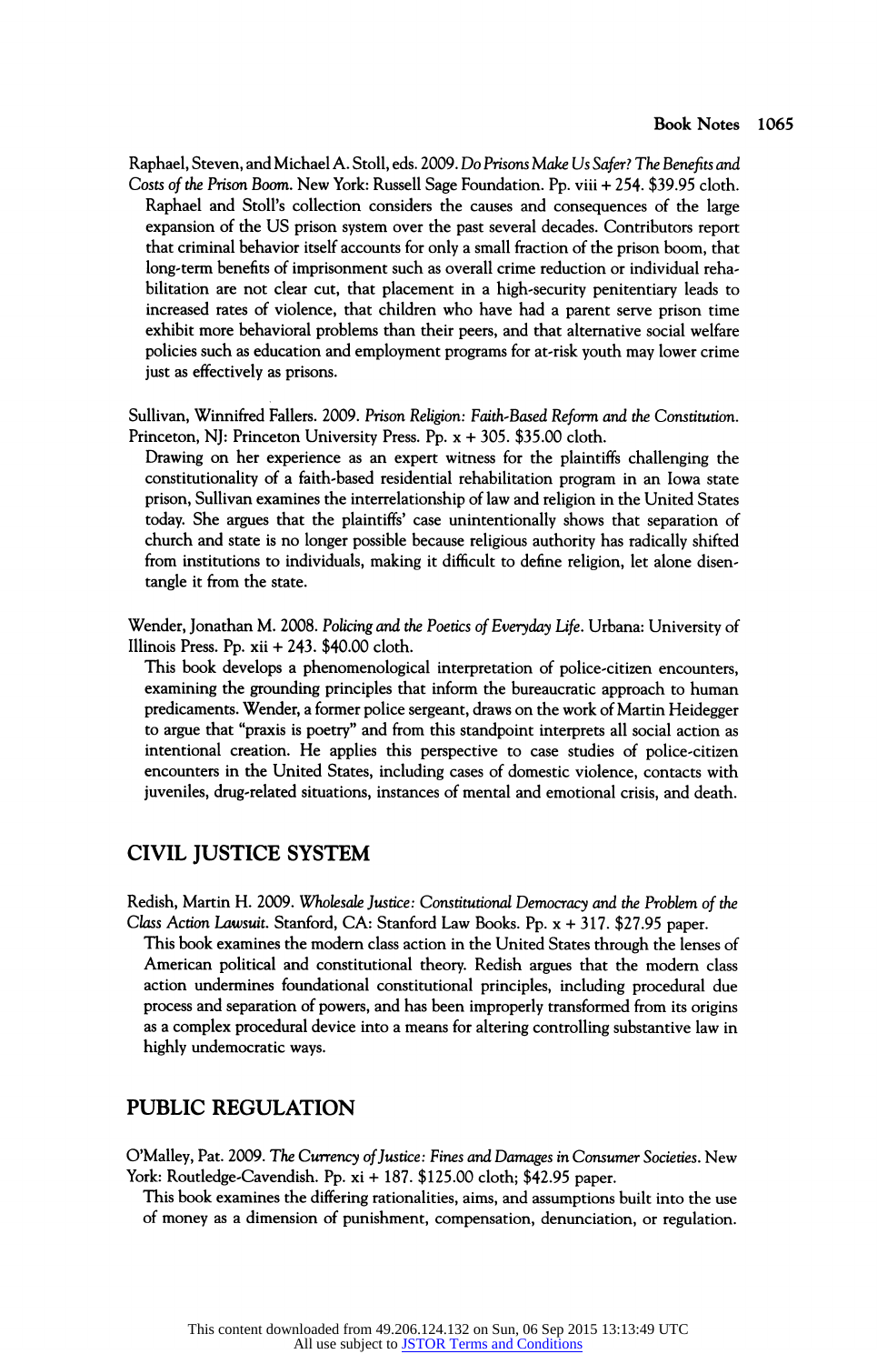Raphael, Steven, and Michael A. Stoll, eds. 2009. *Do Prisons Make Us Safer? The Benefits and Costs of the Prison Boom*. New York: Russell Sage Foundation. Pp. viii + 254. $39.95 cloth.

Raphael and Stoll's collection considers the causes and consequences of the large expansion of the US prison system over the past several decades. Contributors report that criminal behavior itself accounts for only a small fraction of the prison boom, that long-term benefits of imprisonment such as overall crime reduction or individual rehabilitation are not clear cut, that placement in a high-security penitentiary leads to increased rates of violence, that children who have had a parent serve prison time exhibit more behavioral problems than their peers, and that alternative social welfare policies such as education and employment programs for at-risk youth may lower crime just as effectively as prisons.

Sullivan, Winnifred Fallers. 2009. *Prison Religion: Faith-Based Reform and the Constitution*. Princeton, NJ: Princeton University Press. Pp. x + 305. $35.00 cloth.

Drawing on her experience as an expert witness for the plaintiffs challenging the constitutionality of a faith-based residential rehabilitation program in an Iowa state prison, Sullivan examines the interrelationship of law and religion in the United States today. She argues that the plaintiffs' case unintentionally shows that separation of church and state is no longer possible because religious authority has radically shifted from institutions to individuals, making it difficult to define religion, let alone disentangle it from the state.

Wender, Jonathan M. 2008. *Policing and the Poetics of Everyday Life*. Urbana: University of Illinois Press. Pp. xii + 243. $40.00 cloth.

This book develops a phenomenological interpretation of police-citizen encounters, examining the grounding principles that inform the bureaucratic approach to human predicaments. Wender, a former police sergeant, draws on the work of Martin Heidegger to argue that "praxis is poetry" and from this standpoint interprets all social action as intentional creation. He applies this perspective to case studies of police-citizen encounters in the United States, including cases of domestic violence, contacts with juveniles, drug-related situations, instances of mental and emotional crisis, and death.

## CIVIL JUSTICE SYSTEM

Redish, Martin H. 2009. *Wholesale Justice: Constitutional Democracy and the Problem of the Class Action Lawsuit*. Stanford, CA: Stanford Law Books. Pp. x + 317. $27.95 paper.

This book examines the modern class action in the United States through the lenses of American political and constitutional theory. Redish argues that the modern class action undermines foundational constitutional principles, including procedural due process and separation of powers, and has been improperly transformed from its origins as a complex procedural device into a means for altering controlling substantive law in highly undemocratic ways.

## PUBLIC REGULATION

O'Malley, Pat. 2009. *The Currency of Justice: Fines and Damages in Consumer Societies*. New York: Routledge-Cavendish. Pp. xi + 187. $125.00 cloth; $42.95 paper.

This book examines the differing rationalities, aims, and assumptions built into the use of money as a dimension of punishment, compensation, denunciation, or regulation.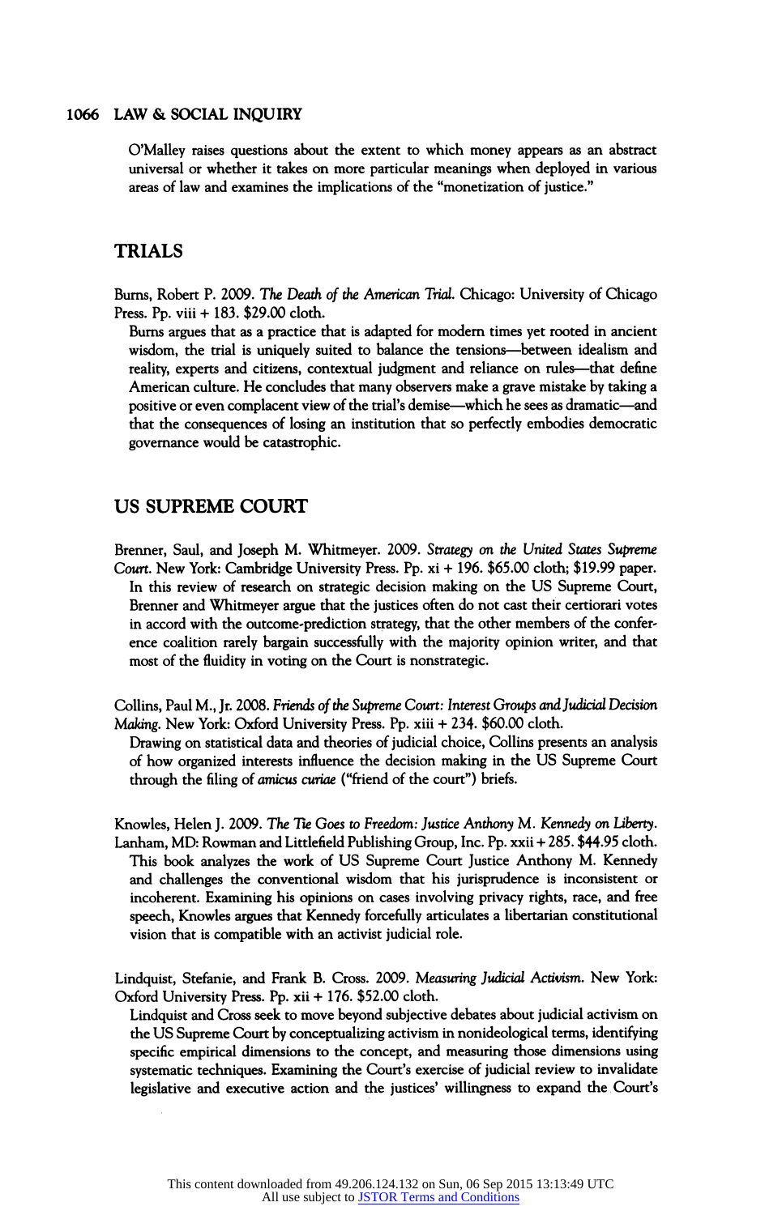O'Malley raises questions about the extent to which money appears as an abstract universal or whether it takes on more particular meanings when deployed in various areas of law and examines the implications of the "monetization of justice."

## TRIALS

Burns, Robert P. 2009. *The Death of the American Trial*. Chicago: University of Chicago Press. Pp. viii + 183. $29.00 cloth.

Burns argues that as a practice that is adapted for modern times yet rooted in ancient wisdom, the trial is uniquely suited to balance the tensions—between idealism and reality, experts and citizens, contextual judgment and reliance on rules—that define American culture. He concludes that many observers make a grave mistake by taking a positive or even complacent view of the trial's demise—which he sees as dramatic—and that the consequences of losing an institution that so perfectly embodies democratic governance would be catastrophic.

## US SUPREME COURT

Brenner, Saul, and Joseph M. Whitmeyer. 2009. *Strategy on the United States Supreme Court*. New York: Cambridge University Press. Pp. xi + 196. $65.00 cloth; $19.99 paper.

In this review of research on strategic decision making on the US Supreme Court, Brenner and Whitmeyer argue that the justices often do not cast their certiorari votes in accord with the outcome-prediction strategy, that the other members of the conference coalition rarely bargain successfully with the majority opinion writer, and that most of the fluidity in voting on the Court is nonstrategic.

Collins, Paul M., Jr. 2008. *Friends of the Supreme Court: Interest Groups and Judicial Decision Making*. New York: Oxford University Press. Pp. xiii + 234. $60.00 cloth.

Drawing on statistical data and theories of judicial choice, Collins presents an analysis of how organized interests influence the decision making in the US Supreme Court through the filing of *amicus curiae* ("friend of the court") briefs.

Knowles, Helen J. 2009. *The Tie Goes to Freedom: Justice Anthony M. Kennedy on Liberty*. Lanham, MD: Rowman and Littlefield Publishing Group, Inc. Pp. xxii + 285. $44.95 cloth.

This book analyzes the work of US Supreme Court Justice Anthony M. Kennedy and challenges the conventional wisdom that his jurisprudence is inconsistent or incoherent. Examining his opinions on cases involving privacy rights, race, and free speech, Knowles argues that Kennedy forcefully articulates a libertarian constitutional vision that is compatible with an activist judicial role.

Lindquist, Stefanie, and Frank B. Cross. 2009. *Measuring Judicial Activism*. New York: Oxford University Press. Pp. xii + 176. $52.00 cloth.

Lindquist and Cross seek to move beyond subjective debates about judicial activism on the US Supreme Court by conceptualizing activism in nonideological terms, identifying specific empirical dimensions to the concept, and measuring those dimensions using systematic techniques. Examining the Court's exercise of judicial review to invalidate legislative and executive action and the justices' willingness to expand the Court's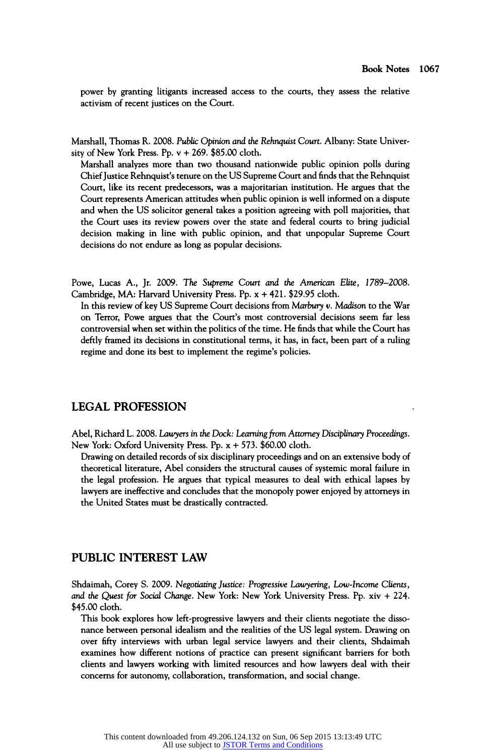power by granting litigants increased access to the courts, they assess the relative activism of recent justices on the Court.

Marshall, Thomas R. 2008. *Public Opinion and the Rehnquist Court*. Albany: State University of New York Press. Pp. v + 269. $85.00 cloth.

Marshall analyzes more than two thousand nationwide public opinion polls during Chief Justice Rehnquist's tenure on the US Supreme Court and finds that the Rehnquist Court, like its recent predecessors, was a majoritarian institution. He argues that the Court represents American attitudes when public opinion is well informed on a dispute and when the US solicitor general takes a position agreeing with poll majorities, that the Court uses its review powers over the state and federal courts to bring judicial decision making in line with public opinion, and that unpopular Supreme Court decisions do not endure as long as popular decisions.

Powe, Lucas A., Jr. 2009. *The Supreme Court and the American Elite, 1789–2008*. Cambridge, MA: Harvard University Press. Pp. x + 421. $29.95 cloth.

In this review of key US Supreme Court decisions from *Marbury v. Madison* to the War on Terror, Powe argues that the Court's most controversial decisions seem far less controversial when set within the politics of the time. He finds that while the Court has deftly framed its decisions in constitutional terms, it has, in fact, been part of a ruling regime and done its best to implement the regime's policies.

## LEGAL PROFESSION

Abel, Richard L. 2008. *Lawyers in the Dock: Learning from Attorney Disciplinary Proceedings*. New York: Oxford University Press. Pp. x + 573. $60.00 cloth.

Drawing on detailed records of six disciplinary proceedings and on an extensive body of theoretical literature, Abel considers the structural causes of systemic moral failure in the legal profession. He argues that typical measures to deal with ethical lapses by lawyers are ineffective and concludes that the monopoly power enjoyed by attorneys in the United States must be drastically contracted.

## PUBLIC INTEREST LAW

Shdaimah, Corey S. 2009. *Negotiating Justice: Progressive Lawyering, Low-Income Clients, and the Quest for Social Change*. New York: New York University Press. Pp. xiv + 224. $45.00 cloth.

This book explores how left-progressive lawyers and their clients negotiate the dissonance between personal idealism and the realities of the US legal system. Drawing on over fifty interviews with urban legal service lawyers and their clients, Shdaimah examines how different notions of practice can present significant barriers for both clients and lawyers working with limited resources and how lawyers deal with their concerns for autonomy, collaboration, transformation, and social change.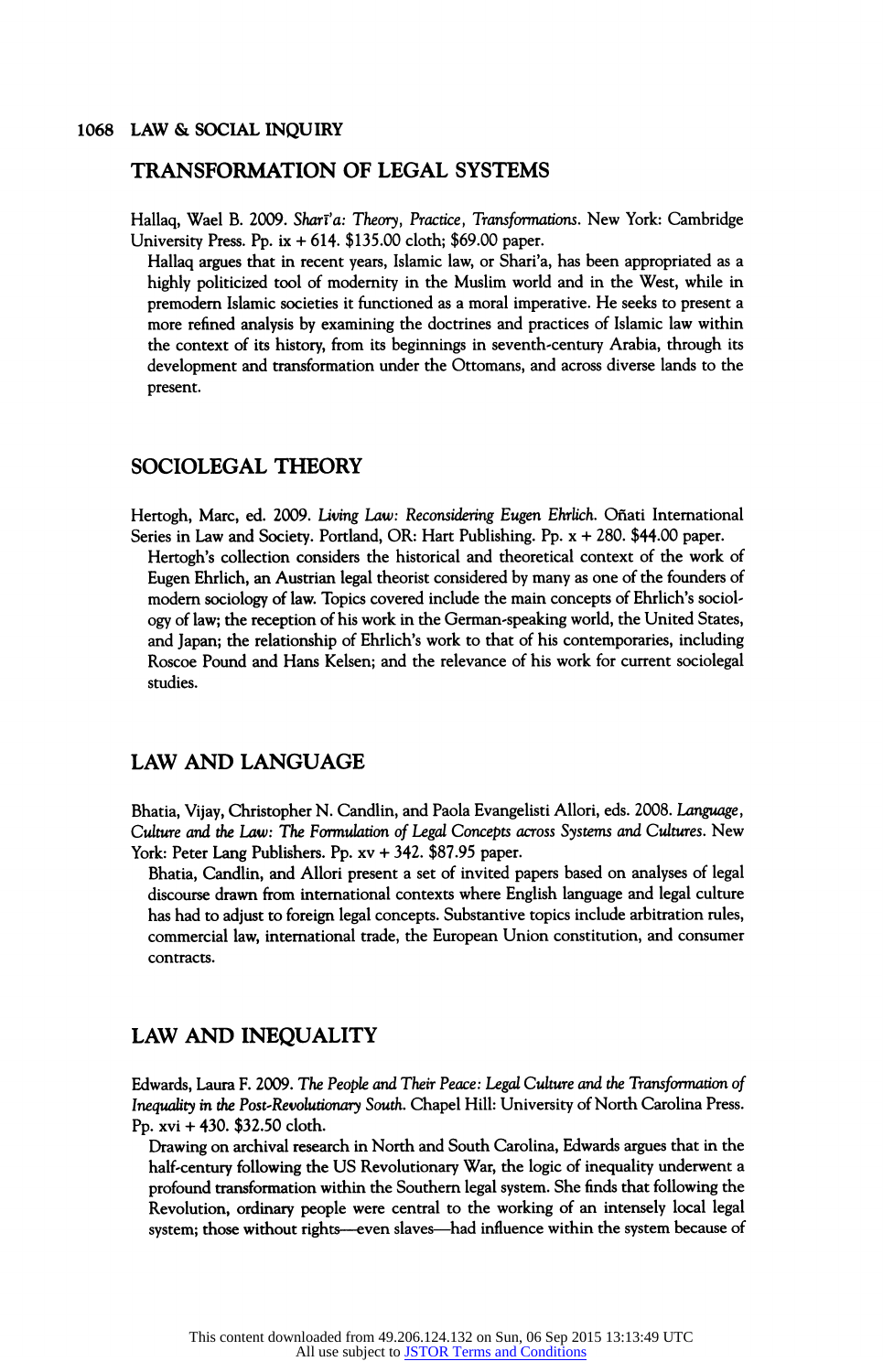## TRANSFORMATION OF LEGAL SYSTEMS

Hallaq, Wael B. 2009. *Sharī'a: Theory, Practice, Transformations*. New York: Cambridge University Press. Pp. ix + 614. $135.00 cloth; $69.00 paper.

Hallaq argues that in recent years, Islamic law, or Shari'a, has been appropriated as a highly politicized tool of modernity in the Muslim world and in the West, while in premodern Islamic societies it functioned as a moral imperative. He seeks to present a more refined analysis by examining the doctrines and practices of Islamic law within the context of its history, from its beginnings in seventh-century Arabia, through its development and transformation under the Ottomans, and across diverse lands to the present.

## SOCIOLEGAL THEORY

Hertogh, Marc, ed. 2009. *Living Law: Reconsidering Eugen Ehrlich*. Oñati International Series in Law and Society. Portland, OR: Hart Publishing. Pp. x + 280. $44.00 paper.

Hertogh's collection considers the historical and theoretical context of the work of Eugen Ehrlich, an Austrian legal theorist considered by many as one of the founders of modern sociology of law. Topics covered include the main concepts of Ehrlich's sociology of law; the reception of his work in the German-speaking world, the United States, and Japan; the relationship of Ehrlich's work to that of his contemporaries, including Roscoe Pound and Hans Kelsen; and the relevance of his work for current sociolegal studies.

## LAW AND LANGUAGE

Bhatia, Vijay, Christopher N. Candlin, and Paola Evangelisti Allori, eds. 2008. *Language, Culture and the Law: The Formulation of Legal Concepts across Systems and Cultures*. New York: Peter Lang Publishers. Pp. xv + 342. $87.95 paper.

Bhatia, Candlin, and Allori present a set of invited papers based on analyses of legal discourse drawn from international contexts where English language and legal culture has had to adjust to foreign legal concepts. Substantive topics include arbitration rules, commercial law, international trade, the European Union constitution, and consumer contracts.

## LAW AND INEQUALITY

Edwards, Laura F. 2009. *The People and Their Peace: Legal Culture and the Transformation of Inequality in the Post-Revolutionary South*. Chapel Hill: University of North Carolina Press. Pp. xvi + 430. $32.50 cloth.

Drawing on archival research in North and South Carolina, Edwards argues that in the half-century following the US Revolutionary War, the logic of inequality underwent a profound transformation within the Southern legal system. She finds that following the Revolution, ordinary people were central to the working of an intensely local legal system; those without rights—even slaves—had influence within the system because of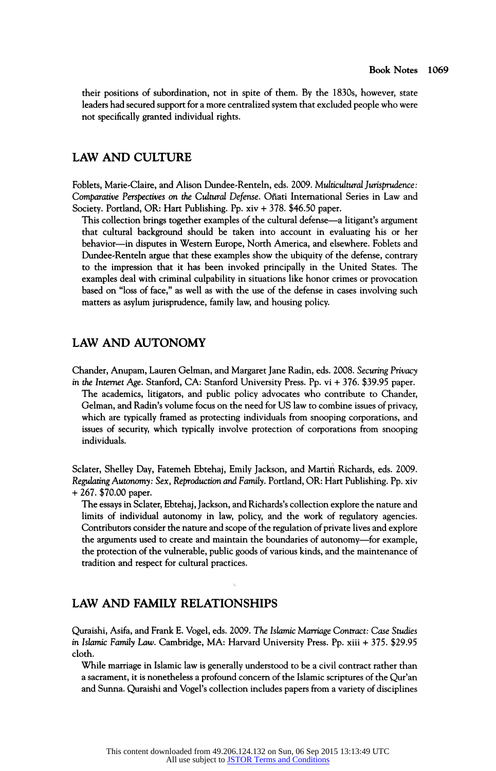their positions of subordination, not in spite of them. By the 1830s, however, state leaders had secured support for a more centralized system that excluded people who were not specifically granted individual rights.

## LAW AND CULTURE

Foblets, Marie-Claire, and Alison Dundee-Renteln, eds. 2009. *Multicultural Jurisprudence: Comparative Perspectives on the Cultural Defense*. Oñati International Series in Law and Society. Portland, OR: Hart Publishing. Pp. xiv + 378. $46.50 paper.

This collection brings together examples of the cultural defense—a litigant's argument that cultural background should be taken into account in evaluating his or her behavior—in disputes in Western Europe, North America, and elsewhere. Foblets and Dundee-Renteln argue that these examples show the ubiquity of the defense, contrary to the impression that it has been invoked principally in the United States. The examples deal with criminal culpability in situations like honor crimes or provocation based on "loss of face," as well as with the use of the defense in cases involving such matters as asylum jurisprudence, family law, and housing policy.

## LAW AND AUTONOMY

Chander, Anupam, Lauren Gelman, and Margaret Jane Radin, eds. 2008. *Securing Privacy in the Internet Age*. Stanford, CA: Stanford University Press. Pp. vi + 376. $39.95 paper.

The academics, litigators, and public policy advocates who contribute to Chander, Gelman, and Radin's volume focus on the need for US law to combine issues of privacy, which are typically framed as protecting individuals from snooping corporations, and issues of security, which typically involve protection of corporations from snooping individuals.

Sclater, Shelley Day, Fatemeh Ebtehaj, Emily Jackson, and Martin Richards, eds. 2009. *Regulating Autonomy: Sex, Reproduction and Family*. Portland, OR: Hart Publishing. Pp. xiv + 267. $70.00 paper.

The essays in Sclater, Ebtehaj, Jackson, and Richards's collection explore the nature and limits of individual autonomy in law, policy, and the work of regulatory agencies. Contributors consider the nature and scope of the regulation of private lives and explore the arguments used to create and maintain the boundaries of autonomy—for example, the protection of the vulnerable, public goods of various kinds, and the maintenance of tradition and respect for cultural practices.

## LAW AND FAMILY RELATIONSHIPS

Quraishi, Asifa, and Frank E. Vogel, eds. 2009. *The Islamic Marriage Contract: Case Studies in Islamic Family Law*. Cambridge, MA: Harvard University Press. Pp. xiii + 375. $29.95 cloth.

While marriage in Islamic law is generally understood to be a civil contract rather than a sacrament, it is nonetheless a profound concern of the Islamic scriptures of the Qur'an and Sunna. Quraishi and Vogel's collection includes papers from a variety of disciplines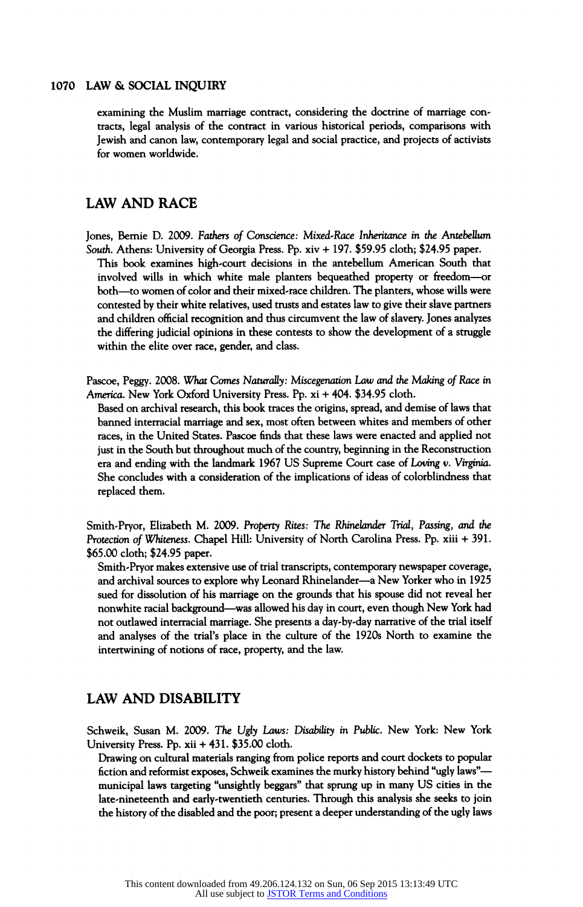examining the Muslim marriage contract, considering the doctrine of marriage contracts, legal analysis of the contract in various historical periods, comparisons with Jewish and canon law, contemporary legal and social practice, and projects of activists for women worldwide.

## LAW AND RACE

Jones, Bernie D. 2009. *Fathers of Conscience: Mixed-Race Inheritance in the Antebellum South*. Athens: University of Georgia Press. Pp. xiv + 197. $59.95 cloth; $24.95 paper.

This book examines high-court decisions in the antebellum American South that involved wills in which white male planters bequeathed property or freedom—or both—to women of color and their mixed-race children. The planters, whose wills were contested by their white relatives, used trusts and estates law to give their slave partners and children official recognition and thus circumvent the law of slavery. Jones analyzes the differing judicial opinions in these contests to show the development of a struggle within the elite over race, gender, and class.

Pascoe, Peggy. 2008. *What Comes Naturally: Miscegenation Law and the Making of Race in America*. New York Oxford University Press. Pp. xi + 404. $34.95 cloth.

Based on archival research, this book traces the origins, spread, and demise of laws that banned interracial marriage and sex, most often between whites and members of other races, in the United States. Pascoe finds that these laws were enacted and applied not just in the South but throughout much of the country, beginning in the Reconstruction era and ending with the landmark 1967 US Supreme Court case of *Loving v. Virginia*. She concludes with a consideration of the implications of ideas of colorblindness that replaced them.

Smith-Pryor, Elizabeth M. 2009. *Property Rites: The Rhinelander Trial, Passing, and the Protection of Whiteness*. Chapel Hill: University of North Carolina Press. Pp. xiii + 391. $65.00 cloth; $24.95 paper.

Smith-Pryor makes extensive use of trial transcripts, contemporary newspaper coverage, and archival sources to explore why Leonard Rhinelander—a New Yorker who in 1925 sued for dissolution of his marriage on the grounds that his spouse did not reveal her nonwhite racial background—was allowed his day in court, even though New York had not outlawed interracial marriage. She presents a day-by-day narrative of the trial itself and analyses of the trial's place in the culture of the 1920s North to examine the intertwining of notions of race, property, and the law.

## LAW AND DISABILITY

Schweik, Susan M. 2009. *The Ugly Laws: Disability in Public*. New York: New York University Press. Pp. xii + 431. $35.00 cloth.

Drawing on cultural materials ranging from police reports and court dockets to popular fiction and reformist exposes, Schweik examines the murky history behind "ugly laws"—municipal laws targeting "unsightly beggars" that sprung up in many US cities in the late-nineteenth and early-twentieth centuries. Through this analysis she seeks to join the history of the disabled and the poor; present a deeper understanding of the ugly laws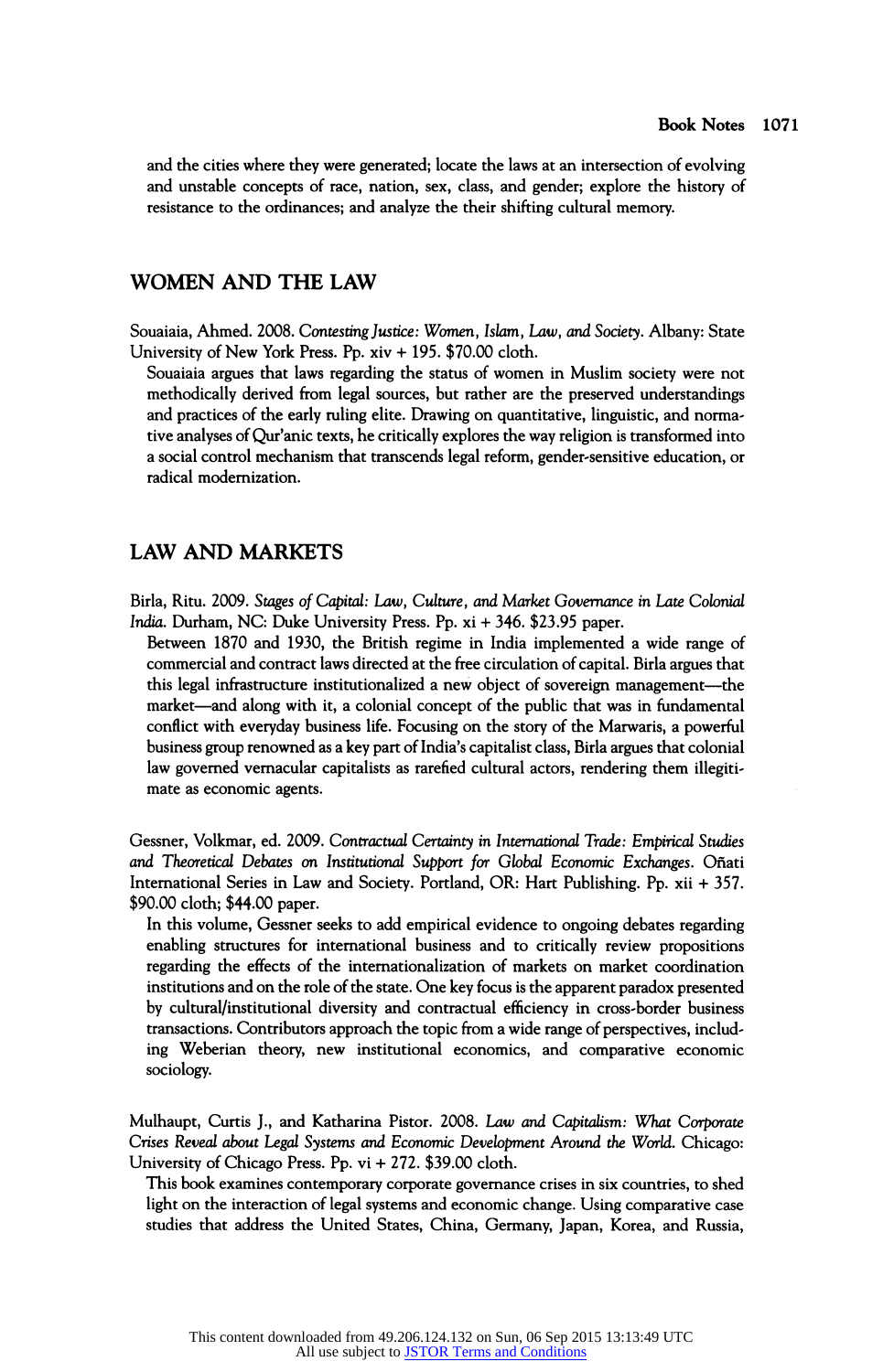and the cities where they were generated; locate the laws at an intersection of evolving and unstable concepts of race, nation, sex, class, and gender; explore the history of resistance to the ordinances; and analyze the their shifting cultural memory.

## WOMEN AND THE LAW

Souaiaia, Ahmed. 2008. *Contesting Justice: Women, Islam, Law, and Society*. Albany: State University of New York Press. Pp. xiv + 195. $70.00 cloth.

Souaiaia argues that laws regarding the status of women in Muslim society were not methodically derived from legal sources, but rather are the preserved understandings and practices of the early ruling elite. Drawing on quantitative, linguistic, and normative analyses of Qur'anic texts, he critically explores the way religion is transformed into a social control mechanism that transcends legal reform, gender-sensitive education, or radical modernization.

## LAW AND MARKETS

Birla, Ritu. 2009. *Stages of Capital: Law, Culture, and Market Governance in Late Colonial India*. Durham, NC: Duke University Press. Pp. xi + 346. $23.95 paper.

Between 1870 and 1930, the British regime in India implemented a wide range of commercial and contract laws directed at the free circulation of capital. Birla argues that this legal infrastructure institutionalized a new object of sovereign management—the market—and along with it, a colonial concept of the public that was in fundamental conflict with everyday business life. Focusing on the story of the Marwaris, a powerful business group renowned as a key part of India's capitalist class, Birla argues that colonial law governed vernacular capitalists as rarefied cultural actors, rendering them illegitimate as economic agents.

Gessner, Volkmar, ed. 2009. *Contractual Certainty in International Trade: Empirical Studies and Theoretical Debates on Institutional Support for Global Economic Exchanges*. Oñati International Series in Law and Society. Portland, OR: Hart Publishing. Pp. xii + 357. $90.00 cloth; $44.00 paper.

In this volume, Gessner seeks to add empirical evidence to ongoing debates regarding enabling structures for international business and to critically review propositions regarding the effects of the internationalization of markets on market coordination institutions and on the role of the state. One key focus is the apparent paradox presented by cultural/institutional diversity and contractual efficiency in cross-border business transactions. Contributors approach the topic from a wide range of perspectives, including Weberian theory, new institutional economics, and comparative economic sociology.

Mulhaupt, Curtis J., and Katharina Pistor. 2008. *Law and Capitalism: What Corporate Crises Reveal about Legal Systems and Economic Development Around the World*. Chicago: University of Chicago Press. Pp. vi + 272. $39.00 cloth.

This book examines contemporary corporate governance crises in six countries, to shed light on the interaction of legal systems and economic change. Using comparative case studies that address the United States, China, Germany, Japan, Korea, and Russia,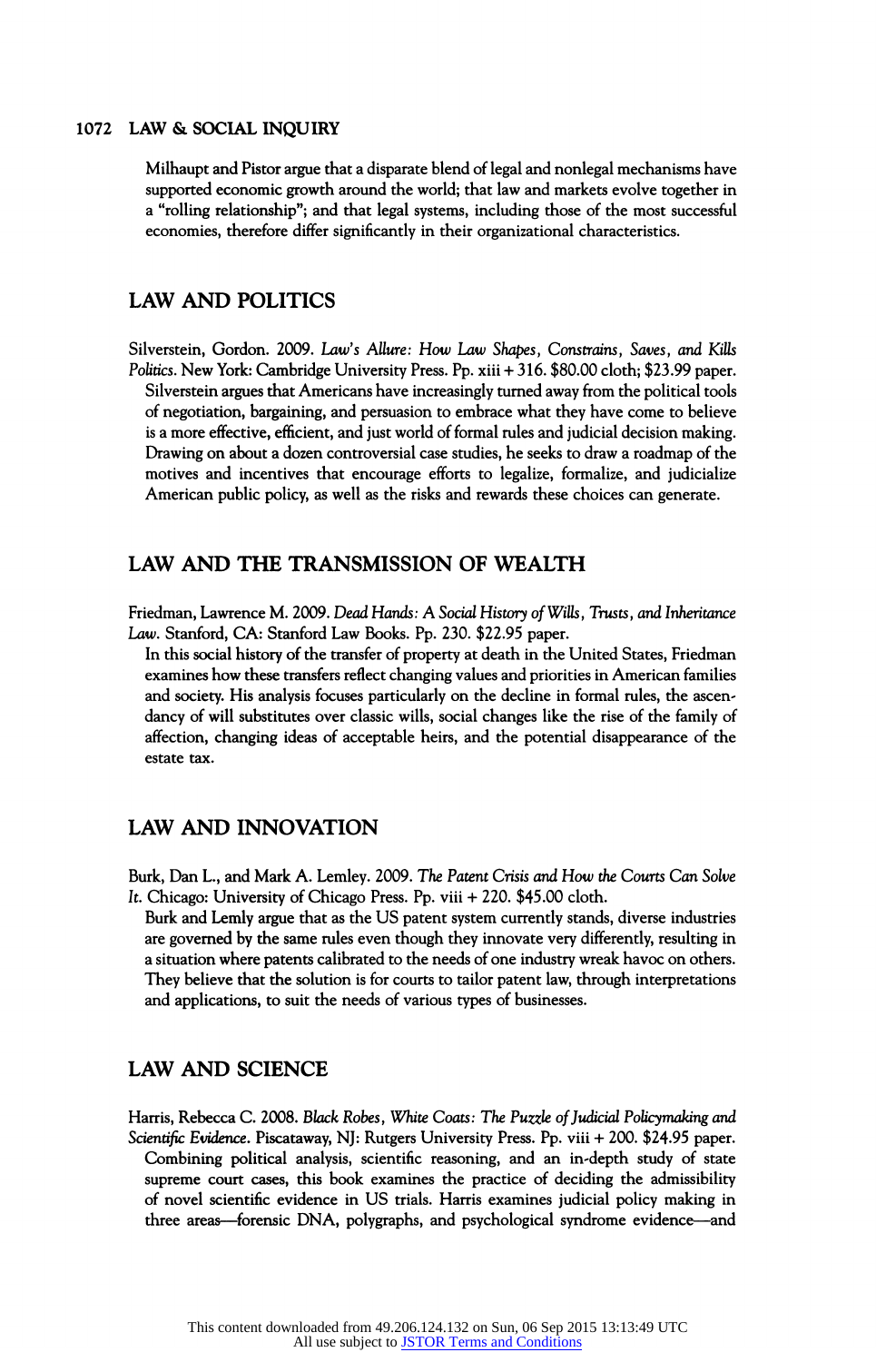Milhaupt and Pistor argue that a disparate blend of legal and nonlegal mechanisms have supported economic growth around the world; that law and markets evolve together in a "rolling relationship"; and that legal systems, including those of the most successful economies, therefore differ significantly in their organizational characteristics.

## LAW AND POLITICS

Silverstein, Gordon. 2009. *Law's Allure: How Law Shapes, Constrains, Saves, and Kills Politics*. New York: Cambridge University Press. Pp. xiii + 316. $80.00 cloth; $23.99 paper.

Silverstein argues that Americans have increasingly turned away from the political tools of negotiation, bargaining, and persuasion to embrace what they have come to believe is a more effective, efficient, and just world of formal rules and judicial decision making. Drawing on about a dozen controversial case studies, he seeks to draw a roadmap of the motives and incentives that encourage efforts to legalize, formalize, and judicialize American public policy, as well as the risks and rewards these choices can generate.

## LAW AND THE TRANSMISSION OF WEALTH

Friedman, Lawrence M. 2009. *Dead Hands: A Social History of Wills, Trusts, and Inheritance Law*. Stanford, CA: Stanford Law Books. Pp. 230. $22.95 paper.

In this social history of the transfer of property at death in the United States, Friedman examines how these transfers reflect changing values and priorities in American families and society. His analysis focuses particularly on the decline in formal rules, the ascendancy of will substitutes over classic wills, social changes like the rise of the family of affection, changing ideas of acceptable heirs, and the potential disappearance of the estate tax.

## LAW AND INNOVATION

Burk, Dan L., and Mark A. Lemley. 2009. *The Patent Crisis and How the Courts Can Solve It*. Chicago: University of Chicago Press. Pp. viii + 220. $45.00 cloth.

Burk and Lemly argue that as the US patent system currently stands, diverse industries are governed by the same rules even though they innovate very differently, resulting in a situation where patents calibrated to the needs of one industry wreak havoc on others. They believe that the solution is for courts to tailor patent law, through interpretations and applications, to suit the needs of various types of businesses.

## LAW AND SCIENCE

Harris, Rebecca C. 2008. *Black Robes, White Coats: The Puzzle of Judicial Policymaking and Scientific Evidence*. Piscataway, NJ: Rutgers University Press. Pp. viii + 200. $24.95 paper.

Combining political analysis, scientific reasoning, and an in-depth study of state supreme court cases, this book examines the practice of deciding the admissibility of novel scientific evidence in US trials. Harris examines judicial policy making in three areas—forensic DNA, polygraphs, and psychological syndrome evidence—and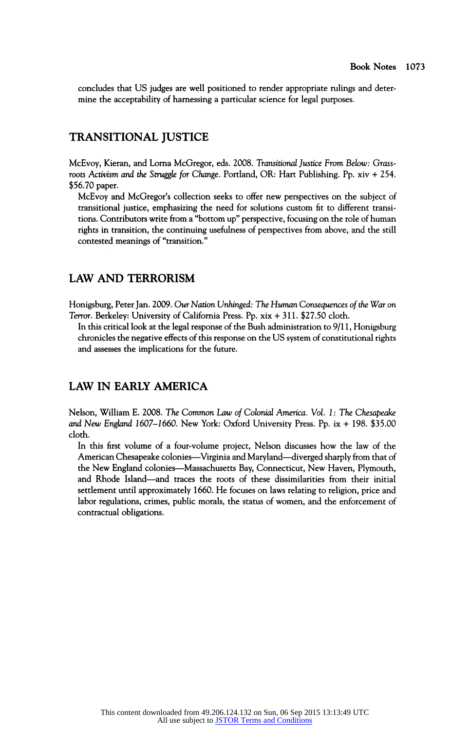concludes that US judges are well positioned to render appropriate rulings and determine the acceptability of harnessing a particular science for legal purposes.

## TRANSITIONAL JUSTICE

McEvoy, Kieran, and Lorna McGregor, eds. 2008. *Transitional Justice From Below: Grassroots Activism and the Struggle for Change*. Portland, OR: Hart Publishing. Pp. xiv + 254. $56.70 paper.

McEvoy and McGregor's collection seeks to offer new perspectives on the subject of transitional justice, emphasizing the need for solutions custom fit to different transitions. Contributors write from a "bottom up" perspective, focusing on the role of human rights in transition, the continuing usefulness of perspectives from above, and the still contested meanings of "transition."

## LAW AND TERRORISM

Honigsburg, Peter Jan. 2009. *Our Nation Unhinged: The Human Consequences of the War on Terror*. Berkeley: University of California Press. Pp. xix + 311. $27.50 cloth.

In this critical look at the legal response of the Bush administration to 9/11, Honigsburg chronicles the negative effects of this response on the US system of constitutional rights and assesses the implications for the future.

## LAW IN EARLY AMERICA

Nelson, William E. 2008. *The Common Law of Colonial America. Vol. 1: The Chesapeake and New England 1607–1660*. New York: Oxford University Press. Pp. ix + 198. $35.00 cloth.

In this first volume of a four-volume project, Nelson discusses how the law of the American Chesapeake colonies—Virginia and Maryland—diverged sharply from that of the New England colonies—Massachusetts Bay, Connecticut, New Haven, Plymouth, and Rhode Island—and traces the roots of these dissimilarities from their initial settlement until approximately 1660. He focuses on laws relating to religion, price and labor regulations, crimes, public morals, the status of women, and the enforcement of contractual obligations.